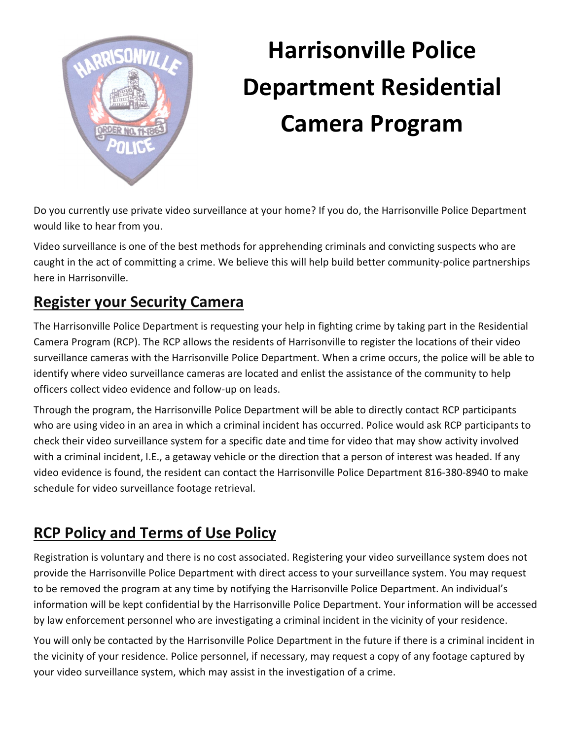# Harrisonville Police Department Residential Camera Program

Do you currently use private video surveillance at your home? If you do, the Harrisonville Police Department would like to hear from you.

Video surveillance is one of the best methods for apprehending criminals and convicting suspects who are caught in the act of committing a crime. We believe this will help build better community-police partnerships here in Harrisonville.

## Register your Security Camera

The Harrisonville Police Department is requesting your help in fighting crime by taking part in the Residential Camera Program (RCP). The RCP allows the residents of Harrisonville to register the locations of their video surveillance cameras with the Harrisonville Police Department. When a crime occurs, the police will be able to identify where video surveillance cameras are located and enlist the assistance of the community to help officers collect video evidence and follow-up on leads.

Through the program, the Harrisonville Police Department will be able to directly contact RCP participants who are using video in an area in which a criminal incident has occurred. Police would ask RCP participants to check their video surveillance system for a specific date and time for video that may show activity involved with a criminal incident, I.E., a getaway vehicle or the direction that a person of interest was headed. If any video evidence is found, the resident can contact the Harrisonville Police Department 816-380-8940 to make schedule for video surveillance footage retrieval.

## RCP Policy and Terms of Use Policy

Registration is voluntary and there is no cost associated. Registering your video surveillance system does not provide the Harrisonville Police Department with direct access to your surveillance system. You may request to be removed the program at any time by notifying the Harrisonville Police Department. An individual's information will be kept confidential by the Harrisonville Police Department. Your information will be accessed by law enforcement personnel who are investigating a criminal incident in the vicinity of your residence.

You will only be contacted by the Harrisonville Police Department in the future if there is a criminal incident in the vicinity of your residence. Police personnel, if necessary, may request a copy of any footage captured by your video surveillance system, which may assist in the investigation of a crime.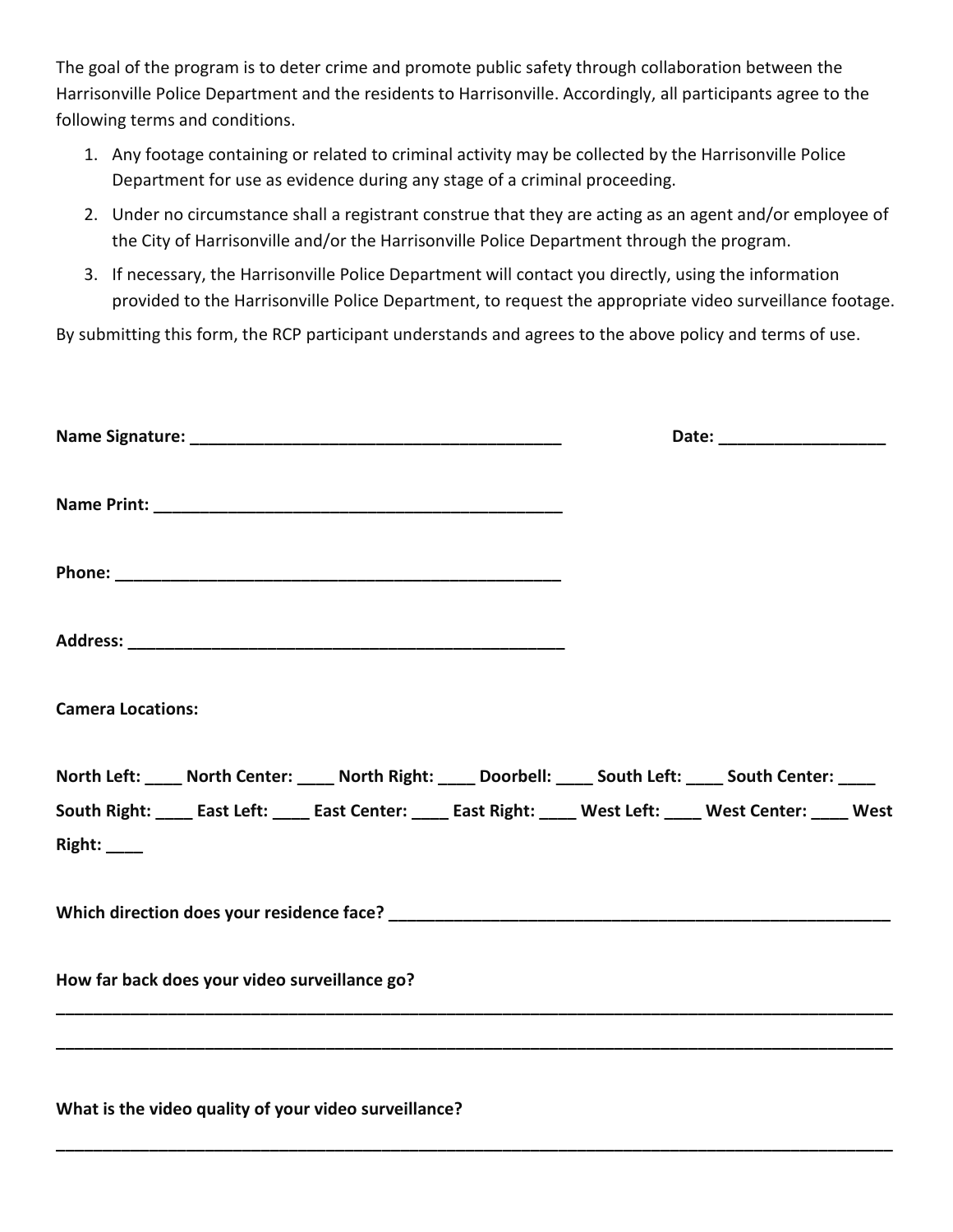The goal of the program is to deter crime and promote public safety through collaboration between the Harrisonville Police Department and the residents to Harrisonville. Accordingly, all participants agree to the following terms and conditions.

1. Any footage containing or related to criminal activity may be collected by the Harrisonville Police Department for use as evidence during any stage of a criminal proceeding.
2. Under no circumstance shall a registrant construe that they are acting as an agent and/or employee of the City of Harrisonville and/or the Harrisonville Police Department through the program.
3. If necessary, the Harrisonville Police Department will contact you directly, using the information provided to the Harrisonville Police Department, to request the appropriate video surveillance footage.

By submitting this form, the RCP participant understands and agrees to the above policy and terms of use.

**Name Signature:** ________________________________________ **Date:** __________________

**Name Print:** ____________________________________________

**Phone:** ________________________________________________

**Address:** ______________________________________________

**Camera Locations:**

**North Left:** ____ **North Center:** ____ **North Right:** ____ **Doorbell:** ____ **South Left:** ____ **South Center:** ____ **South Right:** ____ **East Left:** ____ **East Center:** ____ **East Right:** ____ **West Left:** ____ **West Center:** ____ **West Right:** ____

**Which direction does your residence face?** ________________________________________________

**How far back does your video surveillance go?**

________________________________________________________________________________

________________________________________________________________________________

**What is the video quality of your video surveillance?**

________________________________________________________________________________